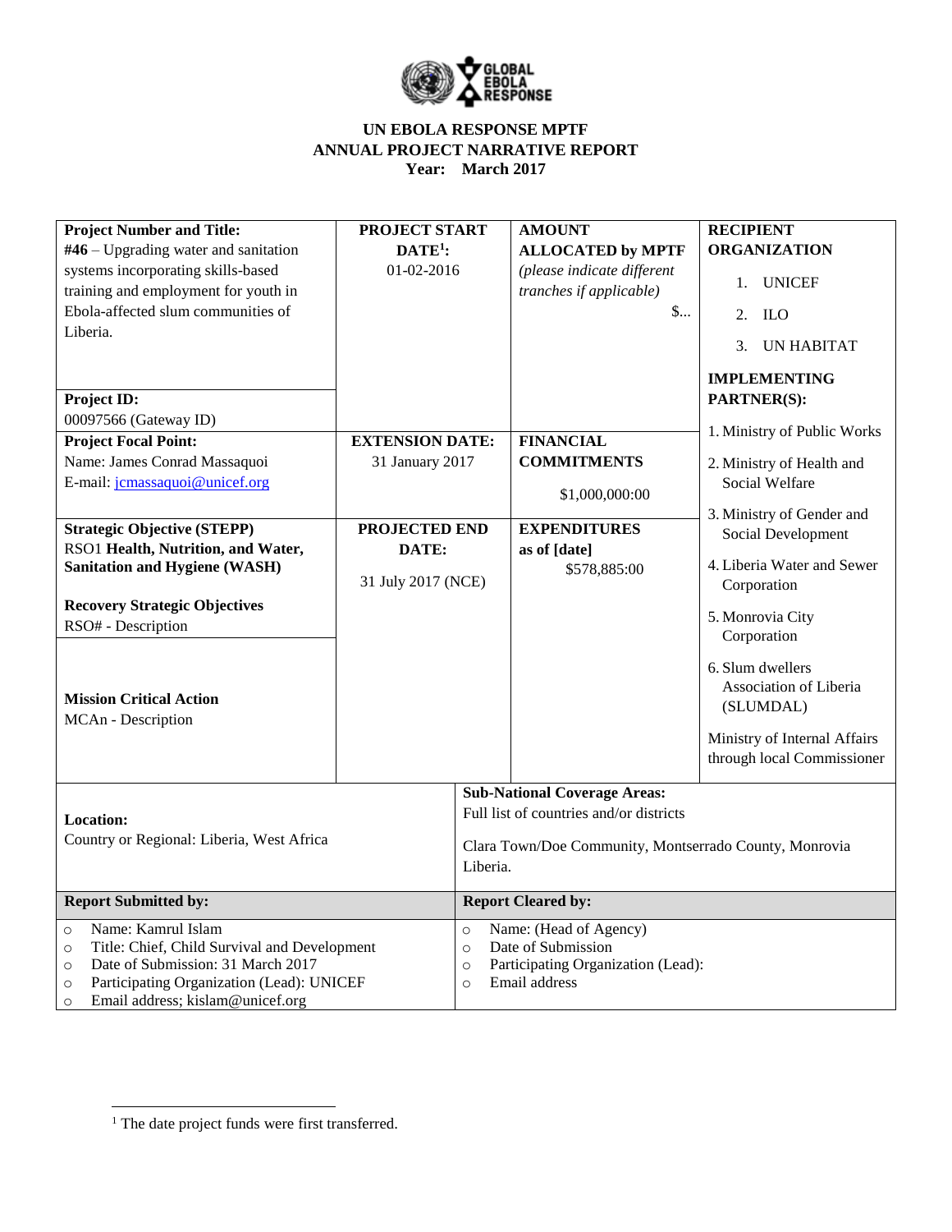**UN EBOLA RESPONSE MPTF**
**ANNUAL PROJECT NARRATIVE REPORT**
**Year: March 2017**

| **Project Number and Title:** **#46** – Upgrading water and sanitation systems incorporating skills-based training and employment for youth in Ebola-affected slum communities of Liberia. | **PROJECT START DATE[1]:** 01-02-2016 | **AMOUNT ALLOCATED by MPTF** *(please indicate different tranches if applicable)* $... | **RECIPIENT ORGANIZATION** 1. UNICEF 2. ILO 3. UN HABITAT |
|---|---|---|---|
| **Project ID:** 00097566 (Gateway ID) | | | **IMPLEMENTING PARTNER(S):** |
| **Project Focal Point:** Name: James Conrad Massaquoi E-mail: jcmassaquoi@unicef.org | **EXTENSION DATE:** 31 January 2017 | **FINANCIAL COMMITMENTS** $1,000,000:00 | 1. Ministry of Public Works 2. Ministry of Health and Social Welfare |
| **Strategic Objective (STEPP)** RSO1 **Health, Nutrition, and Water, Sanitation and Hygiene (WASH)** **Recovery Strategic Objectives** RSO# - Description | **PROJECTED END DATE:** 31 July 2017 (NCE) | **EXPENDITURES as of [date]** $578,885:00 | 3. Ministry of Gender and Social Development 4. Liberia Water and Sewer Corporation |
| **Mission Critical Action** MCAn - Description | | | 5. Monrovia City Corporation 6. Slum dwellers Association of Liberia (SLUMDAL) Ministry of Internal Affairs through local Commissioner |

| | |
|---|---|
| **Location:** Country or Regional: Liberia, West Africa | **Sub-National Coverage Areas:** Full list of countries and/or districts Clara Town/Doe Community, Montserrado County, Monrovia Liberia. |
| **Report Submitted by:** | **Report Cleared by:** |
| ○ Name: Kamrul Islam ○ Title: Chief, Child Survival and Development ○ Date of Submission: 31 March 2017 ○ Participating Organization (Lead): UNICEF ○ Email address; kislam@unicef.org | ○ Name: (Head of Agency) ○ Date of Submission ○ Participating Organization (Lead): ○ Email address |

[1] The date project funds were first transferred.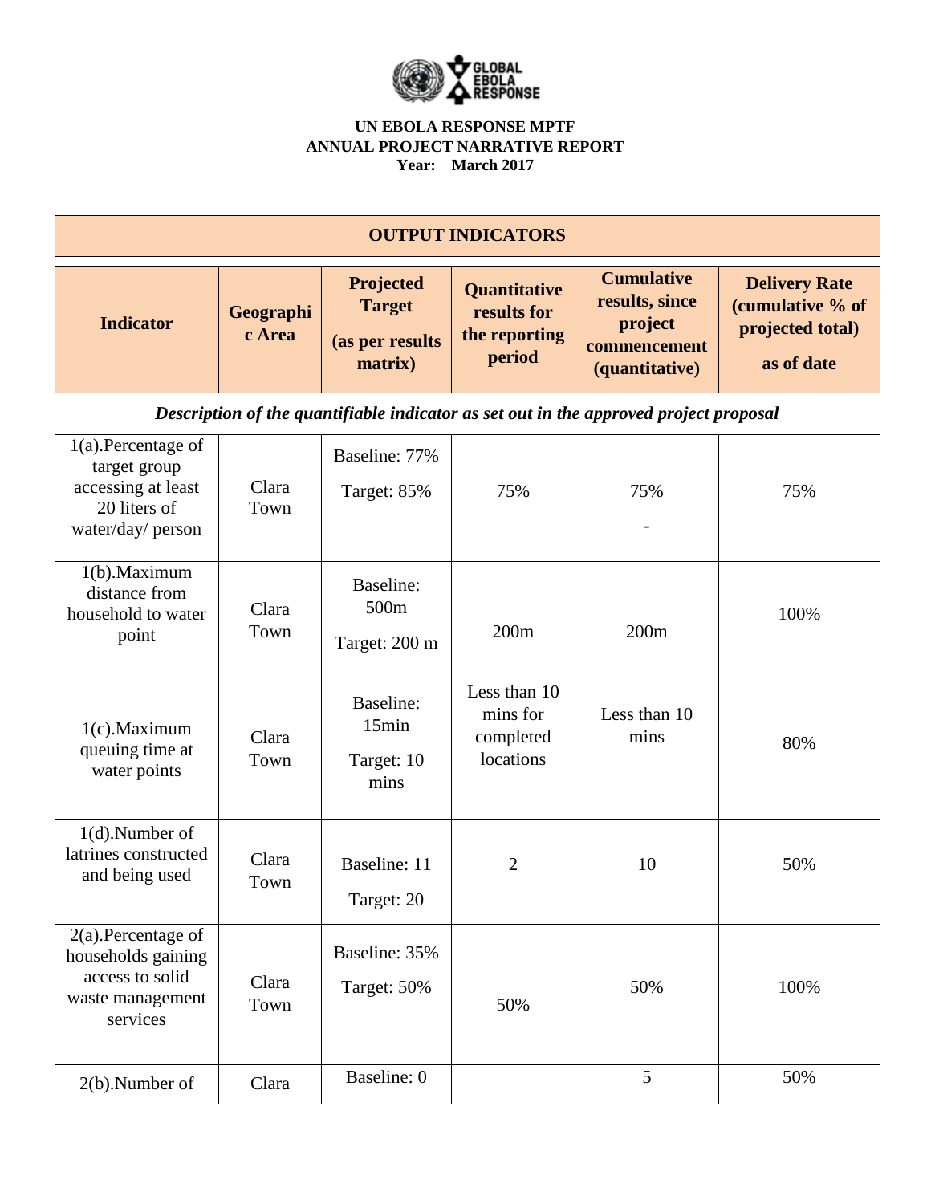**UN EBOLA RESPONSE MPTF**
**ANNUAL PROJECT NARRATIVE REPORT**
**Year: March 2017**

| OUTPUT INDICATORS | | | | | |
|---|---|---|---|---|---|
| **Indicator** | **Geographic Area** | **Projected Target (as per results matrix)** | **Quantitative results for the reporting period** | **Cumulative results, since project commencement (quantitative)** | **Delivery Rate (cumulative % of projected total) as of date** |
| ***Description of the quantifiable indicator as set out in the approved project proposal*** | | | | | |
| 1(a).Percentage of target group accessing at least 20 liters of water/day/ person | Clara Town | Baseline: 77% Target: 85% | 75% | 75% - | 75% |
| 1(b).Maximum distance from household to water point | Clara Town | Baseline: 500m Target: 200 m | 200m | 200m | 100% |
| 1(c).Maximum queuing time at water points | Clara Town | Baseline: 15min Target: 10 mins | Less than 10 mins for completed locations | Less than 10 mins | 80% |
| 1(d).Number of latrines constructed and being used | Clara Town | Baseline: 11 Target: 20 | 2 | 10 | 50% |
| 2(a).Percentage of households gaining access to solid waste management services | Clara Town | Baseline: 35% Target: 50% | 50% | 50% | 100% |
| 2(b).Number of | Clara | Baseline: 0 | | 5 | 50% |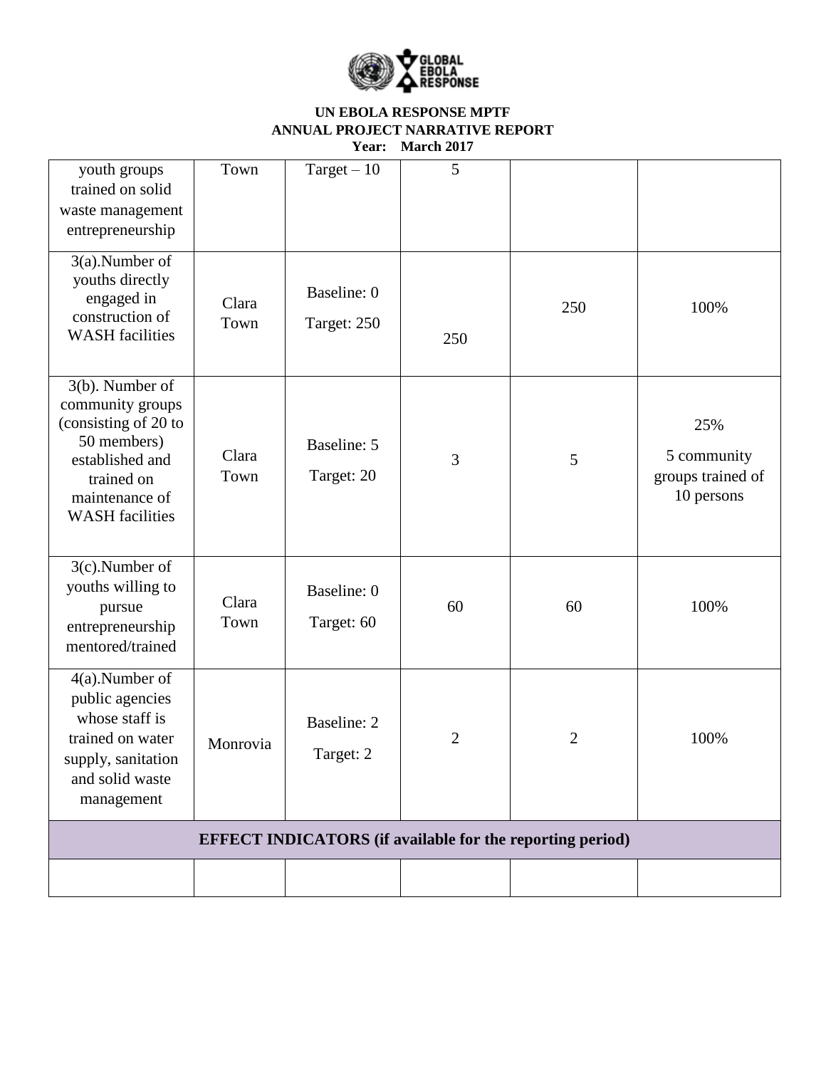UN EBOLA RESPONSE MPTF
ANNUAL PROJECT NARRATIVE REPORT
Year: March 2017

| | | | | | |
|---|---|---|---|---|---|
| youth groups trained on solid waste management entrepreneurship | Town | Target – 10 | 5 | | |
| 3(a).Number of youths directly engaged in construction of WASH facilities | Clara Town | Baseline: 0 Target: 250 | 250 | 250 | 100% |
| 3(b). Number of community groups (consisting of 20 to 50 members) established and trained on maintenance of WASH facilities | Clara Town | Baseline: 5 Target: 20 | 3 | 5 | 25% 5 community groups trained of 10 persons |
| 3(c).Number of youths willing to pursue entrepreneurship mentored/trained | Clara Town | Baseline: 0 Target: 60 | 60 | 60 | 100% |
| 4(a).Number of public agencies whose staff is trained on water supply, sanitation and solid waste management | Monrovia | Baseline: 2 Target: 2 | 2 | 2 | 100% |
| **EFFECT INDICATORS (if available for the reporting period)** | | | | | |
| | | | | | |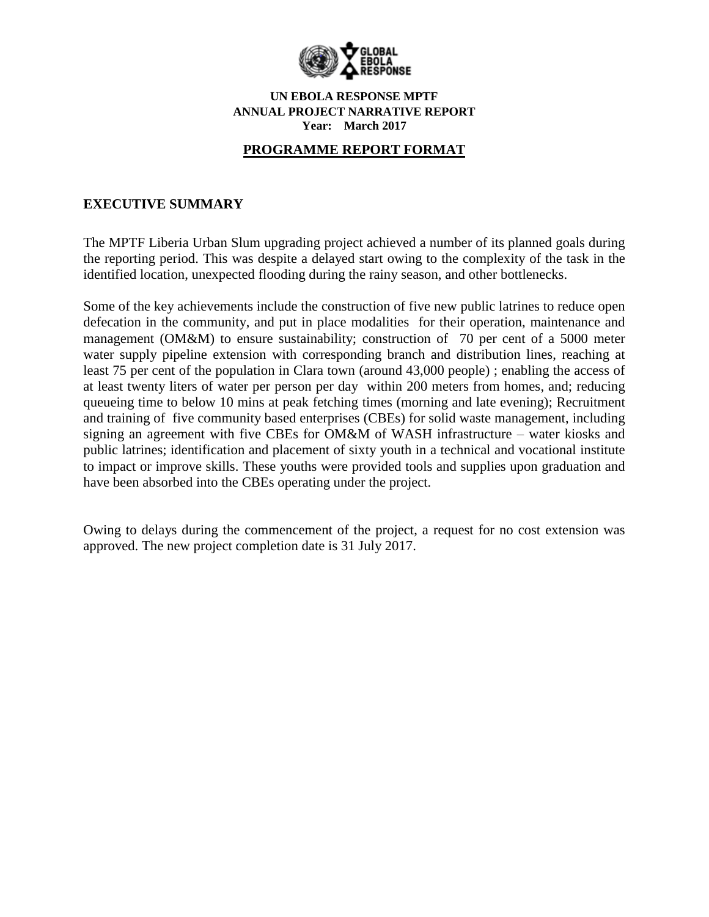**UN EBOLA RESPONSE MPTF**
**ANNUAL PROJECT NARRATIVE REPORT**
**Year: March 2017**

**PROGRAMME REPORT FORMAT**

## EXECUTIVE SUMMARY

The MPTF Liberia Urban Slum upgrading project achieved a number of its planned goals during the reporting period. This was despite a delayed start owing to the complexity of the task in the identified location, unexpected flooding during the rainy season, and other bottlenecks.

Some of the key achievements include the construction of five new public latrines to reduce open defecation in the community, and put in place modalities for their operation, maintenance and management (OM&M) to ensure sustainability; construction of 70 per cent of a 5000 meter water supply pipeline extension with corresponding branch and distribution lines, reaching at least 75 per cent of the population in Clara town (around 43,000 people) ; enabling the access of at least twenty liters of water per person per day within 200 meters from homes, and; reducing queueing time to below 10 mins at peak fetching times (morning and late evening); Recruitment and training of five community based enterprises (CBEs) for solid waste management, including signing an agreement with five CBEs for OM&M of WASH infrastructure – water kiosks and public latrines; identification and placement of sixty youth in a technical and vocational institute to impact or improve skills. These youths were provided tools and supplies upon graduation and have been absorbed into the CBEs operating under the project.

Owing to delays during the commencement of the project, a request for no cost extension was approved. The new project completion date is 31 July 2017.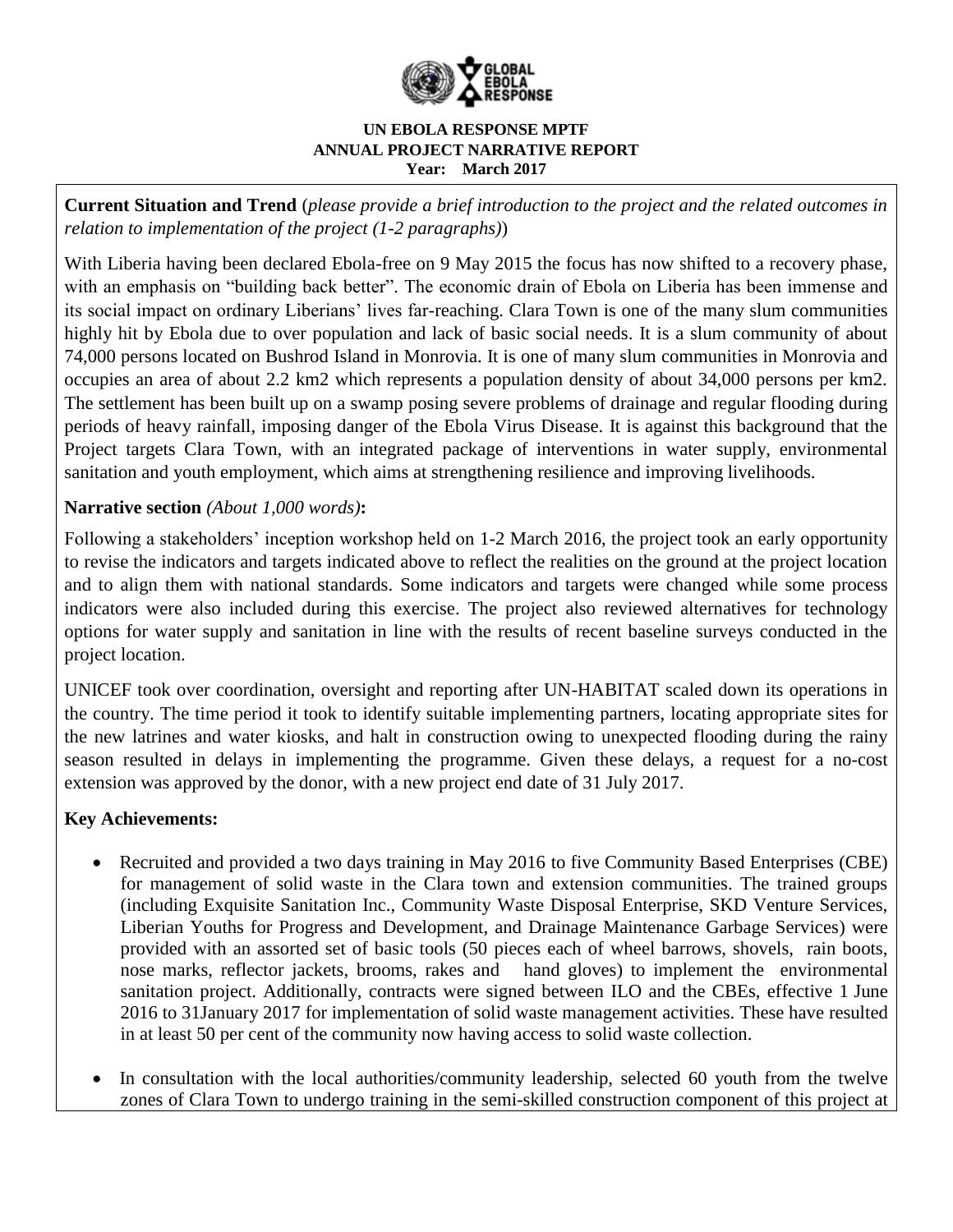**UN EBOLA RESPONSE MPTF**
**ANNUAL PROJECT NARRATIVE REPORT**
**Year: March 2017**

**Current Situation and Trend** (*please provide a brief introduction to the project and the related outcomes in relation to implementation of the project (1-2 paragraphs)*)

With Liberia having been declared Ebola-free on 9 May 2015 the focus has now shifted to a recovery phase, with an emphasis on "building back better". The economic drain of Ebola on Liberia has been immense and its social impact on ordinary Liberians' lives far-reaching. Clara Town is one of the many slum communities highly hit by Ebola due to over population and lack of basic social needs. It is a slum community of about 74,000 persons located on Bushrod Island in Monrovia. It is one of many slum communities in Monrovia and occupies an area of about 2.2 km2 which represents a population density of about 34,000 persons per km2. The settlement has been built up on a swamp posing severe problems of drainage and regular flooding during periods of heavy rainfall, imposing danger of the Ebola Virus Disease. It is against this background that the Project targets Clara Town, with an integrated package of interventions in water supply, environmental sanitation and youth employment, which aims at strengthening resilience and improving livelihoods.

**Narrative section** *(About 1,000 words)***:**

Following a stakeholders' inception workshop held on 1-2 March 2016, the project took an early opportunity to revise the indicators and targets indicated above to reflect the realities on the ground at the project location and to align them with national standards. Some indicators and targets were changed while some process indicators were also included during this exercise. The project also reviewed alternatives for technology options for water supply and sanitation in line with the results of recent baseline surveys conducted in the project location.

UNICEF took over coordination, oversight and reporting after UN-HABITAT scaled down its operations in the country. The time period it took to identify suitable implementing partners, locating appropriate sites for the new latrines and water kiosks, and halt in construction owing to unexpected flooding during the rainy season resulted in delays in implementing the programme. Given these delays, a request for a no-cost extension was approved by the donor, with a new project end date of 31 July 2017.

**Key Achievements:**

- Recruited and provided a two days training in May 2016 to five Community Based Enterprises (CBE) for management of solid waste in the Clara town and extension communities. The trained groups (including Exquisite Sanitation Inc., Community Waste Disposal Enterprise, SKD Venture Services, Liberian Youths for Progress and Development, and Drainage Maintenance Garbage Services) were provided with an assorted set of basic tools (50 pieces each of wheel barrows, shovels, rain boots, nose marks, reflector jackets, brooms, rakes and hand gloves) to implement the environmental sanitation project. Additionally, contracts were signed between ILO and the CBEs, effective 1 June 2016 to 31January 2017 for implementation of solid waste management activities. These have resulted in at least 50 per cent of the community now having access to solid waste collection.

- In consultation with the local authorities/community leadership, selected 60 youth from the twelve zones of Clara Town to undergo training in the semi-skilled construction component of this project at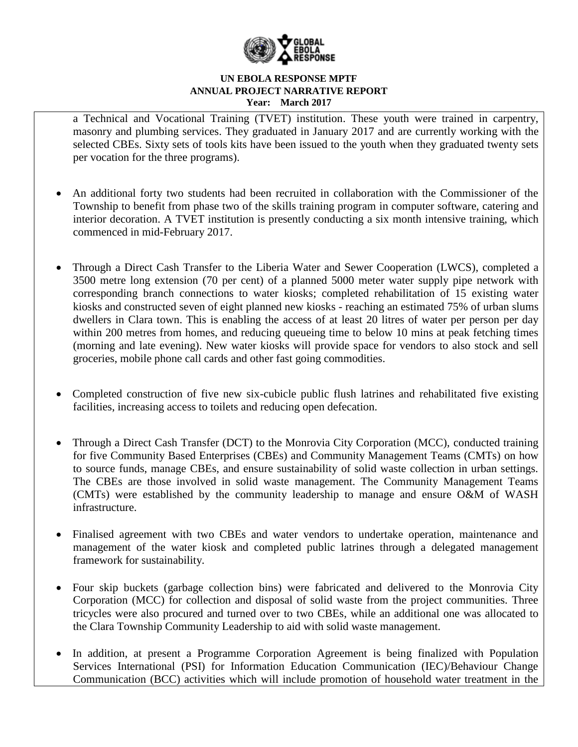a Technical and Vocational Training (TVET) institution. These youth were trained in carpentry, masonry and plumbing services. They graduated in January 2017 and are currently working with the selected CBEs. Sixty sets of tools kits have been issued to the youth when they graduated twenty sets per vocation for the three programs).

- An additional forty two students had been recruited in collaboration with the Commissioner of the Township to benefit from phase two of the skills training program in computer software, catering and interior decoration. A TVET institution is presently conducting a six month intensive training, which commenced in mid-February 2017.

- Through a Direct Cash Transfer to the Liberia Water and Sewer Cooperation (LWCS), completed a 3500 metre long extension (70 per cent) of a planned 5000 meter water supply pipe network with corresponding branch connections to water kiosks; completed rehabilitation of 15 existing water kiosks and constructed seven of eight planned new kiosks - reaching an estimated 75% of urban slums dwellers in Clara town. This is enabling the access of at least 20 litres of water per person per day within 200 metres from homes, and reducing queueing time to below 10 mins at peak fetching times (morning and late evening). New water kiosks will provide space for vendors to also stock and sell groceries, mobile phone call cards and other fast going commodities.

- Completed construction of five new six-cubicle public flush latrines and rehabilitated five existing facilities, increasing access to toilets and reducing open defecation.

- Through a Direct Cash Transfer (DCT) to the Monrovia City Corporation (MCC), conducted training for five Community Based Enterprises (CBEs) and Community Management Teams (CMTs) on how to source funds, manage CBEs, and ensure sustainability of solid waste collection in urban settings. The CBEs are those involved in solid waste management. The Community Management Teams (CMTs) were established by the community leadership to manage and ensure O&M of WASH infrastructure.

- Finalised agreement with two CBEs and water vendors to undertake operation, maintenance and management of the water kiosk and completed public latrines through a delegated management framework for sustainability.

- Four skip buckets (garbage collection bins) were fabricated and delivered to the Monrovia City Corporation (MCC) for collection and disposal of solid waste from the project communities. Three tricycles were also procured and turned over to two CBEs, while an additional one was allocated to the Clara Township Community Leadership to aid with solid waste management.

- In addition, at present a Programme Corporation Agreement is being finalized with Population Services International (PSI) for Information Education Communication (IEC)/Behaviour Change Communication (BCC) activities which will include promotion of household water treatment in the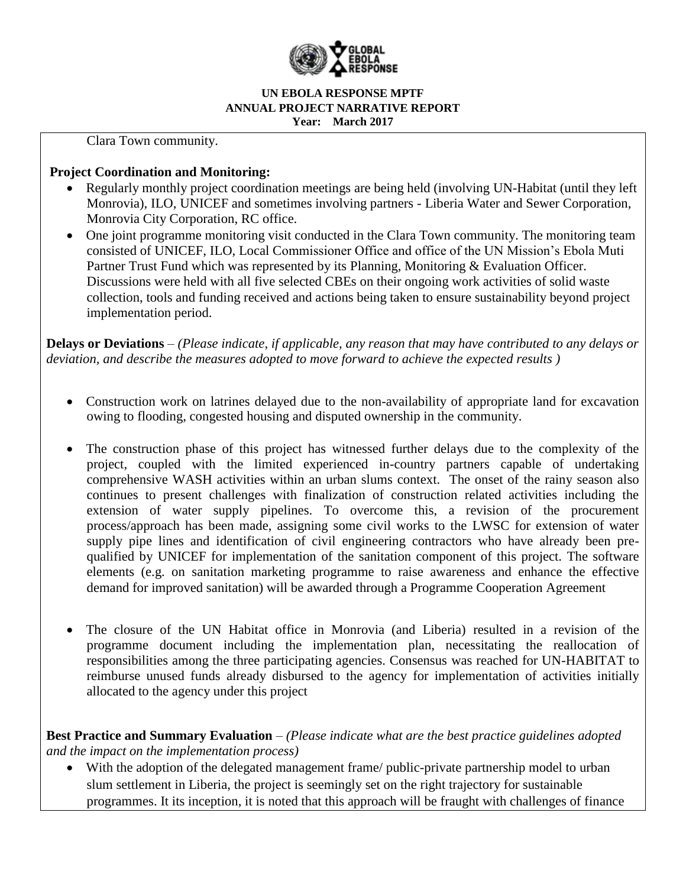Clara Town community.

**Project Coordination and Monitoring:**

- Regularly monthly project coordination meetings are being held (involving UN-Habitat (until they left Monrovia), ILO, UNICEF and sometimes involving partners - Liberia Water and Sewer Corporation, Monrovia City Corporation, RC office.
- One joint programme monitoring visit conducted in the Clara Town community. The monitoring team consisted of UNICEF, ILO, Local Commissioner Office and office of the UN Mission's Ebola Muti Partner Trust Fund which was represented by its Planning, Monitoring & Evaluation Officer. Discussions were held with all five selected CBEs on their ongoing work activities of solid waste collection, tools and funding received and actions being taken to ensure sustainability beyond project implementation period.

**Delays or Deviations** – *(Please indicate, if applicable, any reason that may have contributed to any delays or deviation, and describe the measures adopted to move forward to achieve the expected results )*

- Construction work on latrines delayed due to the non-availability of appropriate land for excavation owing to flooding, congested housing and disputed ownership in the community.
- The construction phase of this project has witnessed further delays due to the complexity of the project, coupled with the limited experienced in-country partners capable of undertaking comprehensive WASH activities within an urban slums context. The onset of the rainy season also continues to present challenges with finalization of construction related activities including the extension of water supply pipelines. To overcome this, a revision of the procurement process/approach has been made, assigning some civil works to the LWSC for extension of water supply pipe lines and identification of civil engineering contractors who have already been pre-qualified by UNICEF for implementation of the sanitation component of this project. The software elements (e.g. on sanitation marketing programme to raise awareness and enhance the effective demand for improved sanitation) will be awarded through a Programme Cooperation Agreement
- The closure of the UN Habitat office in Monrovia (and Liberia) resulted in a revision of the programme document including the implementation plan, necessitating the reallocation of responsibilities among the three participating agencies. Consensus was reached for UN-HABITAT to reimburse unused funds already disbursed to the agency for implementation of activities initially allocated to the agency under this project

**Best Practice and Summary Evaluation** – *(Please indicate what are the best practice guidelines adopted and the impact on the implementation process)*

- With the adoption of the delegated management frame/ public-private partnership model to urban slum settlement in Liberia, the project is seemingly set on the right trajectory for sustainable programmes. It its inception, it is noted that this approach will be fraught with challenges of finance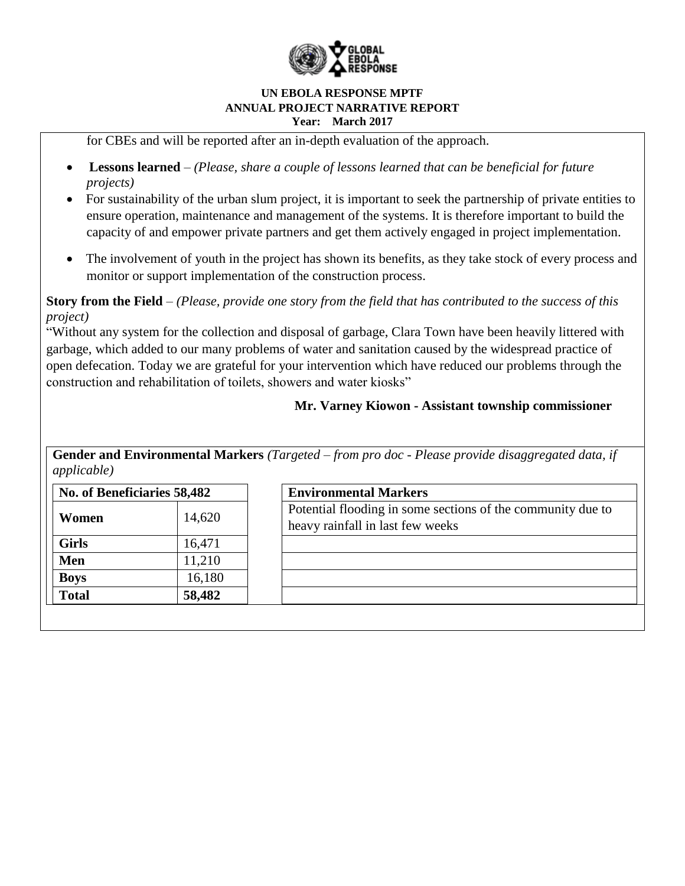for CBEs and will be reported after an in-depth evaluation of the approach.

- **Lessons learned** – *(Please, share a couple of lessons learned that can be beneficial for future projects)*
- For sustainability of the urban slum project, it is important to seek the partnership of private entities to ensure operation, maintenance and management of the systems. It is therefore important to build the capacity of and empower private partners and get them actively engaged in project implementation.
- The involvement of youth in the project has shown its benefits, as they take stock of every process and monitor or support implementation of the construction process.

**Story from the Field** – *(Please, provide one story from the field that has contributed to the success of this project)*

"Without any system for the collection and disposal of garbage, Clara Town have been heavily littered with garbage, which added to our many problems of water and sanitation caused by the widespread practice of open defecation. Today we are grateful for your intervention which have reduced our problems through the construction and rehabilitation of toilets, showers and water kiosks"

**Mr. Varney Kiowon - Assistant township commissioner**

**Gender and Environmental Markers** *(Targeted – from pro doc - Please provide disaggregated data, if applicable)*

| No. of Beneficiaries 58,482 | |
|---|---|
| **Women** | 14,620 |
| **Girls** | 16,471 |
| **Men** | 11,210 |
| **Boys** | 16,180 |
| **Total** | **58,482** |

| Environmental Markers |
|---|
| Potential flooding in some sections of the community due to heavy rainfall in last few weeks |
| |
| |
| |
| |